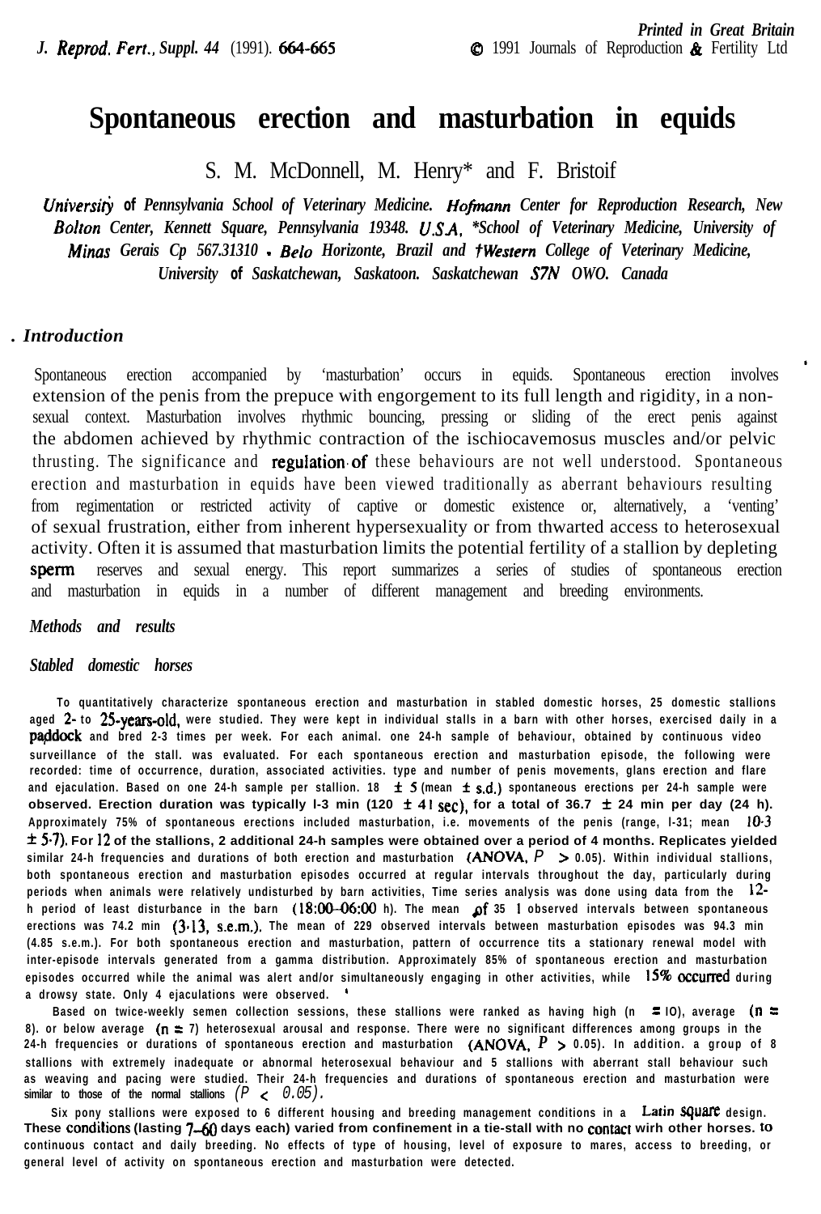# Spontaneous erection and masturbation in equids

S. M. McDonnell, M. Henry* and F. Bristoi†

*University of Pennsylvania School of Veterinary Medicine. Hofmann Center for Reproduction Research, New Bolton Center, Kennett Square, Pennsylvania 19348. U.S.A. \*School of Veterinary Medicine, University of Minas Gerais Cp 567.31310 . Belo Horizonte, Brazil and †Western College of Veterinary Medicine, University of Saskatchewan, Saskatoon. Saskatchewan S7N OWO. Canada*

## Introduction

Spontaneous erection accompanied by 'masturbation' occurs in equids. Spontaneous erection involves extension of the penis from the prepuce with engorgement to its full length and rigidity, in a non-sexual context. Masturbation involves rhythmic bouncing, pressing or sliding of the erect penis against the abdomen achieved by rhythmic contraction of the ischiocavemosus muscles and/or pelvic thrusting. The significance and regulation of these behaviours are not well understood. Spontaneous erection and masturbation in equids have been viewed traditionally as aberrant behaviours resulting from regimentation or restricted activity of captive or domestic existence or, alternatively, a 'venting' of sexual frustration, either from inherent hypersexuality or from thwarted access to heterosexual activity. Often it is assumed that masturbation limits the potential fertility of a stallion by depleting sperm reserves and sexual energy. This report summarizes a series of studies of spontaneous erection and masturbation in equids in a number of different management and breeding environments.

## Methods and results

### Stabled domestic horses

To quantitatively characterize spontaneous erection and masturbation in stabled domestic horses, 25 domestic stallions aged 2- to 25-years-old, were studied. They were kept in individual stalls in a barn with other horses, exercised daily in a paddock and bred 2-3 times per week. For each animal. one 24-h sample of behaviour, obtained by continuous video surveillance of the stall. was evaluated. For each spontaneous erection and masturbation episode, the following were recorded: time of occurrence, duration, associated activities. type and number of penis movements, glans erection and flare and ejaculation. Based on one 24-h sample per stallion. 18 $\pm$ 5 (mean $\pm$ s.d.) spontaneous erections per 24-h sample were observed. Erection duration was typically l-3 min (120 $\pm$ 41 sec), for a total of 36.7 $\pm$ 24 min per day (24 h). Approximately 75% of spontaneous erections included masturbation, i.e. movements of the penis (range, l-31; mean 10·3 $\pm$ 5·7). For 12 of the stallions, 2 additional 24-h samples were obtained over a period of 4 months. Replicates yielded similar 24-h frequencies and durations of both erection and masturbation (ANOVA, $P > 0.05$). Within individual stallions, both spontaneous erection and masturbation episodes occurred at regular intervals throughout the day, particularly during periods when animals were relatively undisturbed by barn activities, Time series analysis was done using data from the 12-h period of least disturbance in the barn (18:00–06:00 h). The mean of 351 observed intervals between spontaneous erections was 74.2 min (3·13, s.e.m.). The mean of 229 observed intervals between masturbation episodes was 94.3 min (4.85 s.e.m.). For both spontaneous erection and masturbation, pattern of occurrence tits a stationary renewal model with inter-episode intervals generated from a gamma distribution. Approximately 85% of spontaneous erection and masturbation episodes occurred while the animal was alert and/or simultaneously engaging in other activities, while 15% occurred during a drowsy state. Only 4 ejaculations were observed.

Based on twice-weekly semen collection sessions, these stallions were ranked as having high (n = 10), average (n = 8). or below average (n = 7) heterosexual arousal and response. There were no significant differences among groups in the 24-h frequencies or durations of spontaneous erection and masturbation (ANOVA, $P > 0.05$). In addition. a group of 8 stallions with extremely inadequate or abnormal heterosexual behaviour and 5 stallions with aberrant stall behaviour such as weaving and pacing were studied. Their 24-h frequencies and durations of spontaneous erection and masturbation were similar to those of the normal stallions ($P < 0.05$).

Six pony stallions were exposed to 6 different housing and breeding management conditions in a Latin square design. These conditions (lasting 7–60 days each) varied from confinement in a tie-stall with no contact wirh other horses. to continuous contact and daily breeding. No effects of type of housing, level of exposure to mares, access to breeding, or general level of activity on spontaneous erection and masturbation were detected.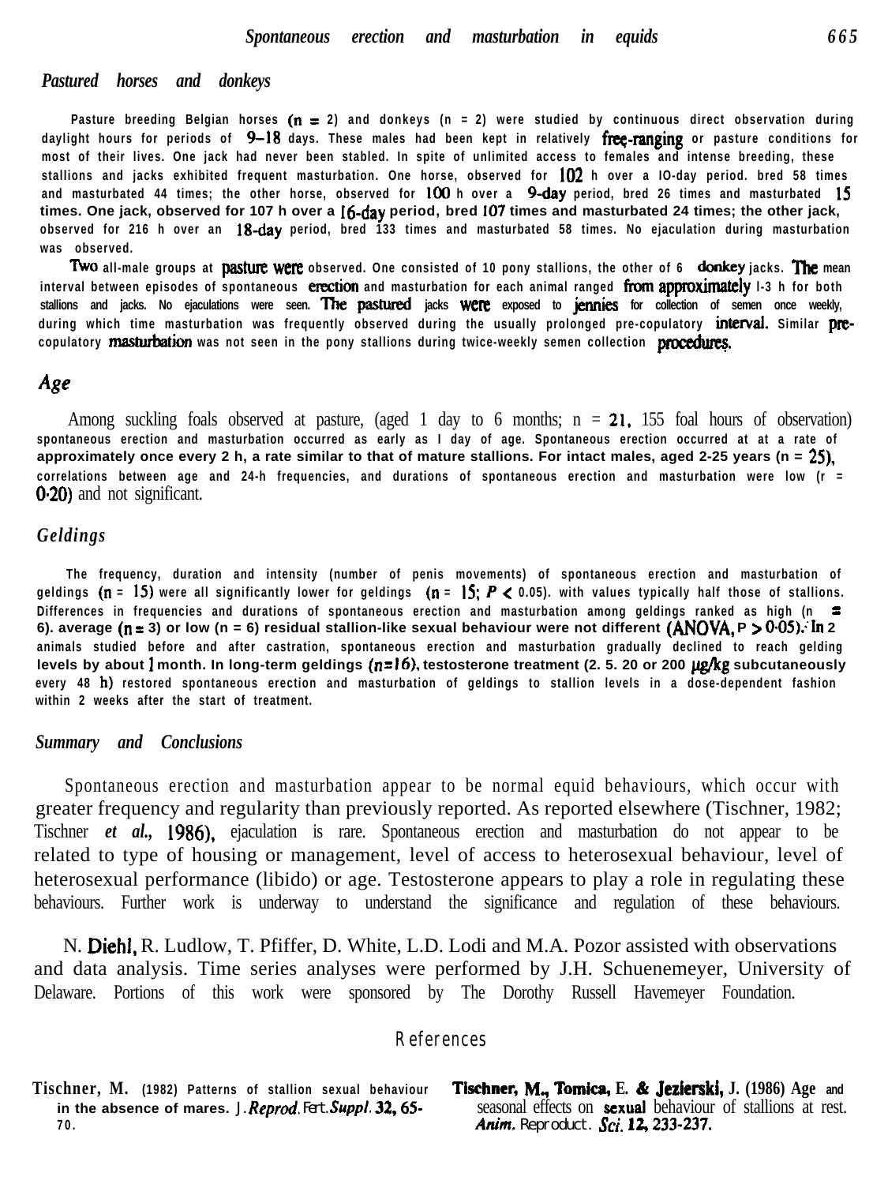### *Pastured horses and donkeys*

Pasture breeding Belgian horses ($n = 2$) and donkeys ($n = 2$) were studied by continuous direct observation during daylight hours for periods of 9–18 days. These males had been kept in relatively free-ranging or pasture conditions for most of their lives. One jack had never been stabled. In spite of unlimited access to females and intense breeding, these stallions and jacks exhibited frequent masturbation. One horse, observed for 102 h over a 10-day period. bred 58 times and masturbated 44 times; the other horse, observed for 100 h over a 9-day period, bred 26 times and masturbated 15 times. One jack, observed for 107 h over a 16-day period, bred 107 times and masturbated 24 times; the other jack, observed for 216 h over an 18-day period, bred 133 times and masturbated 58 times. No ejaculation during masturbation was observed.

Two all-male groups at pasture were observed. One consisted of 10 pony stallions, the other of 6 donkey jacks. The mean interval between episodes of spontaneous erection and masturbation for each animal ranged from approximately 1-3 h for both stallions and jacks. No ejaculations were seen. The pastured jacks were exposed to jennies for collection of semen once weekly, during which time masturbation was frequently observed during the usually prolonged pre-copulatory interval. Similar pre-copulatory masturbation was not seen in the pony stallions during twice-weekly semen collection procedures.

## *Age*

Among suckling foals observed at pasture, (aged 1 day to 6 months; $n = 21$, 155 foal hours of observation) spontaneous erection and masturbation occurred as early as 1 day of age. Spontaneous erection occurred at at a rate of approximately once every 2 h, a rate similar to that of mature stallions. For intact males, aged 2-25 years ($n = 25$), correlations between age and 24-h frequencies, and durations of spontaneous erection and masturbation were low ($r = 0.20$) and not significant.

### *Geldings*

The frequency, duration and intensity (number of penis movements) of spontaneous erection and masturbation of geldings ($n = 15$) were all significantly lower for geldings ($n = 15$; $P < 0.05$). with values typically half those of stallions. Differences in frequencies and durations of spontaneous erection and masturbation among geldings ranked as high ($n = 6$). average ($n = 3$) or low ($n = 6$) residual stallion-like sexual behaviour were not different (ANOVA, $P > 0.05$). In 2 animals studied before and after castration, spontaneous erection and masturbation gradually declined to reach gelding levels by about 1 month. In long-term geldings ($n = 16$), testosterone treatment (2. 5. 20 or 200 μg/kg subcutaneously every 48 h) restored spontaneous erection and masturbation of geldings to stallion levels in a dose-dependent fashion within 2 weeks after the start of treatment.

### *Summary and Conclusions*

Spontaneous erection and masturbation appear to be normal equid behaviours, which occur with greater frequency and regularity than previously reported. As reported elsewhere (Tischner, 1982; Tischner *et al.*, 1986), ejaculation is rare. Spontaneous erection and masturbation do not appear to be related to type of housing or management, level of access to heterosexual behaviour, level of heterosexual performance (libido) or age. Testosterone appears to play a role in regulating these behaviours. Further work is underway to understand the significance and regulation of these behaviours.

N. Diehl, R. Ludlow, T. Pfiffer, D. White, L.D. Lodi and M.A. Pozor assisted with observations and data analysis. Time series analyses were performed by J.H. Schuenemeyer, University of Delaware. Portions of this work were sponsored by The Dorothy Russell Havemeyer Foundation.

## References

**Tischner, M.** (1982) Patterns of stallion sexual behaviour in the absence of mares. *J. Reprod. Fert. Suppl.* **32,** 65-70.

**Tischner, M., Tomica, E. & Jezierski, J.** (1986) Age and seasonal effects on sexual behaviour of stallions at rest. *Anim. Reproduct. Sci.* **12,** 233-237.